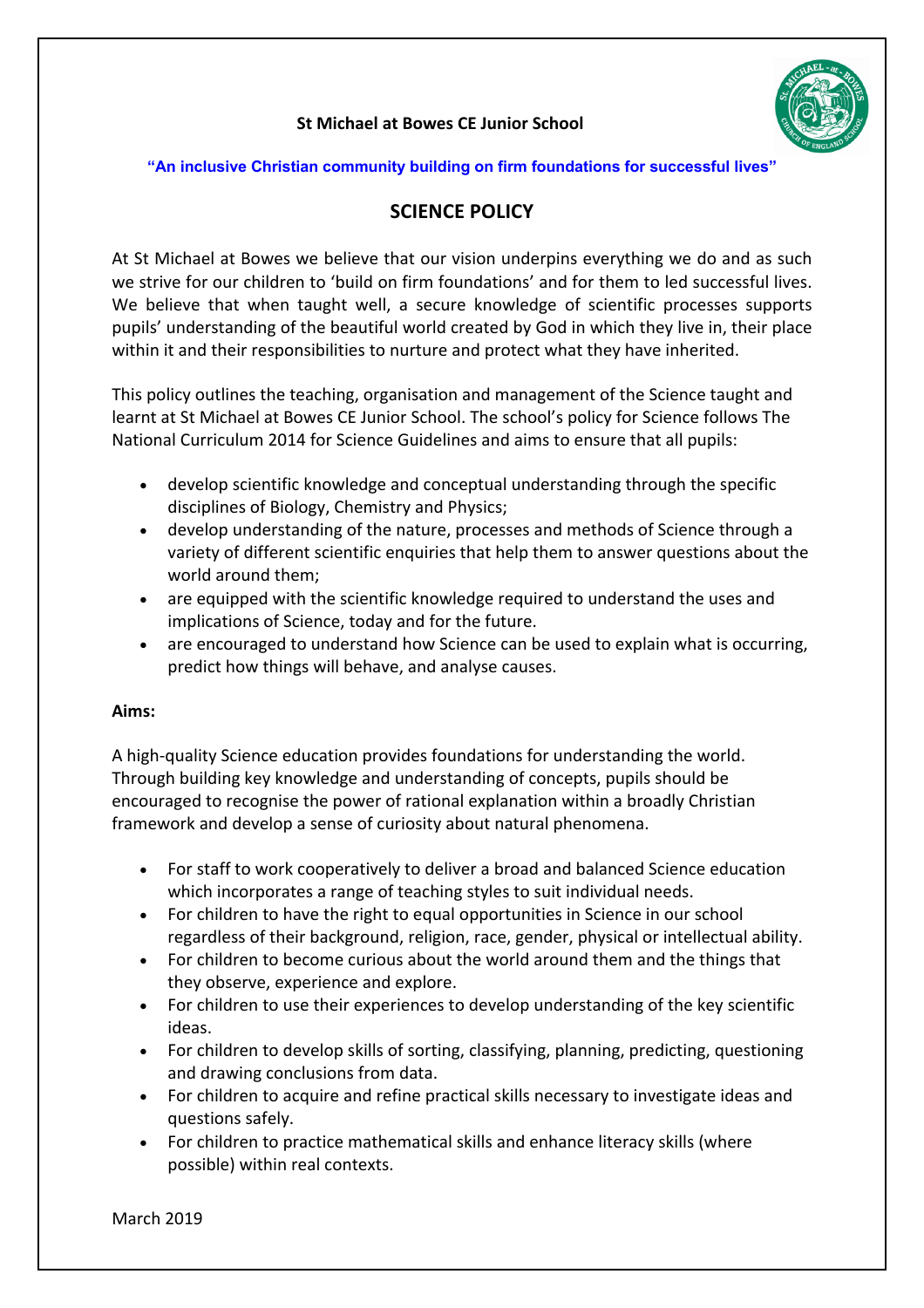**St Michael at Bowes CE Junior School**

**"An inclusive Christian community building on firm foundations for successful lives"**

# SCIENCE POLICY

At St Michael at Bowes we believe that our vision underpins everything we do and as such we strive for our children to 'build on firm foundations' and for them to led successful lives. We believe that when taught well, a secure knowledge of scientific processes supports pupils' understanding of the beautiful world created by God in which they live in, their place within it and their responsibilities to nurture and protect what they have inherited.

This policy outlines the teaching, organisation and management of the Science taught and learnt at St Michael at Bowes CE Junior School. The school's policy for Science follows The National Curriculum 2014 for Science Guidelines and aims to ensure that all pupils:

- develop scientific knowledge and conceptual understanding through the specific disciplines of Biology, Chemistry and Physics;
- develop understanding of the nature, processes and methods of Science through a variety of different scientific enquiries that help them to answer questions about the world around them;
- are equipped with the scientific knowledge required to understand the uses and implications of Science, today and for the future.
- are encouraged to understand how Science can be used to explain what is occurring, predict how things will behave, and analyse causes.

**Aims:**

A high-quality Science education provides foundations for understanding the world. Through building key knowledge and understanding of concepts, pupils should be encouraged to recognise the power of rational explanation within a broadly Christian framework and develop a sense of curiosity about natural phenomena.

- For staff to work cooperatively to deliver a broad and balanced Science education which incorporates a range of teaching styles to suit individual needs.
- For children to have the right to equal opportunities in Science in our school regardless of their background, religion, race, gender, physical or intellectual ability.
- For children to become curious about the world around them and the things that they observe, experience and explore.
- For children to use their experiences to develop understanding of the key scientific ideas.
- For children to develop skills of sorting, classifying, planning, predicting, questioning and drawing conclusions from data.
- For children to acquire and refine practical skills necessary to investigate ideas and questions safely.
- For children to practice mathematical skills and enhance literacy skills (where possible) within real contexts.

March 2019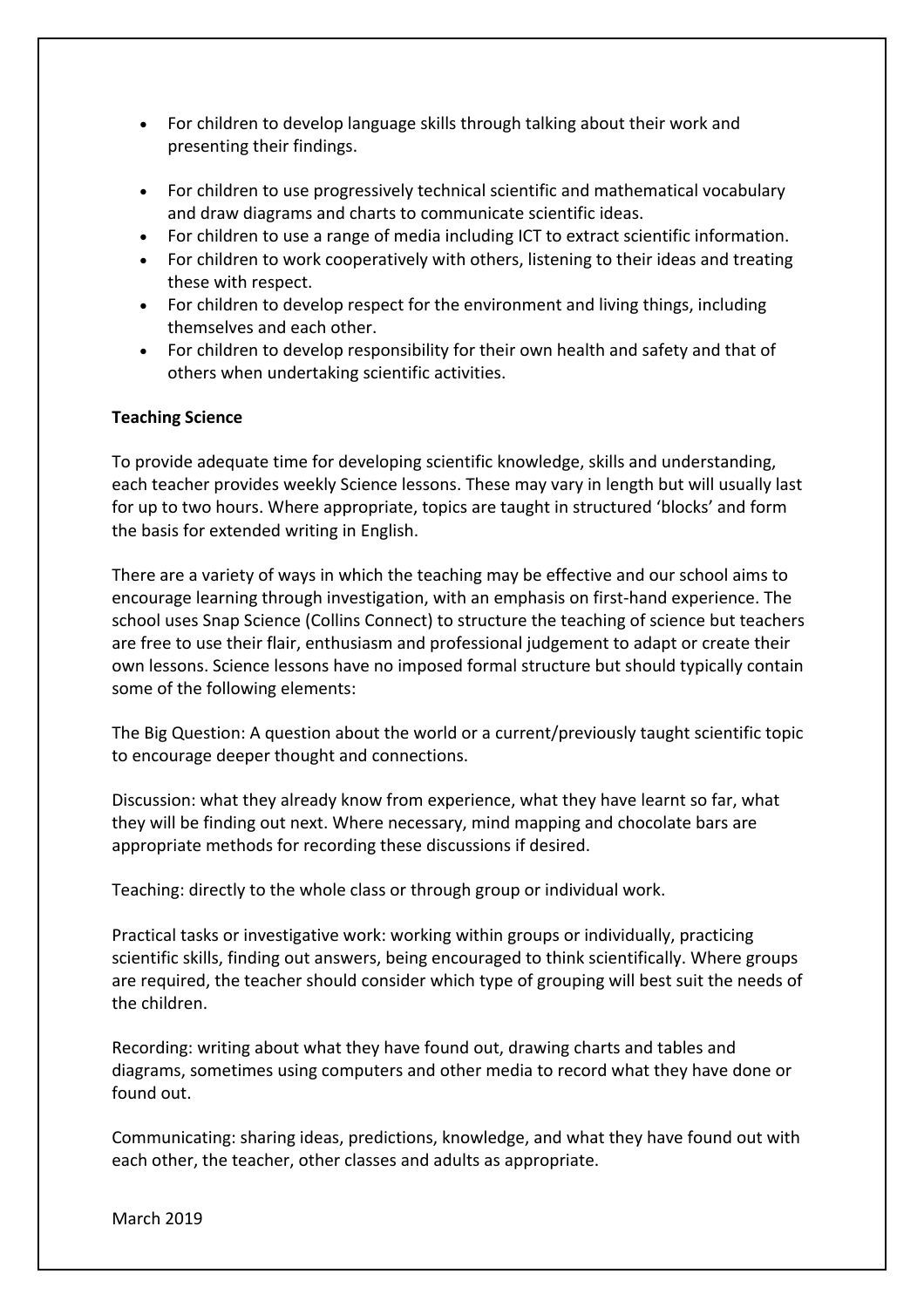- For children to develop language skills through talking about their work and presenting their findings.

- For children to use progressively technical scientific and mathematical vocabulary and draw diagrams and charts to communicate scientific ideas.
- For children to use a range of media including ICT to extract scientific information.
- For children to work cooperatively with others, listening to their ideas and treating these with respect.
- For children to develop respect for the environment and living things, including themselves and each other.
- For children to develop responsibility for their own health and safety and that of others when undertaking scientific activities.

**Teaching Science**

To provide adequate time for developing scientific knowledge, skills and understanding, each teacher provides weekly Science lessons. These may vary in length but will usually last for up to two hours. Where appropriate, topics are taught in structured 'blocks' and form the basis for extended writing in English.

There are a variety of ways in which the teaching may be effective and our school aims to encourage learning through investigation, with an emphasis on first-hand experience. The school uses Snap Science (Collins Connect) to structure the teaching of science but teachers are free to use their flair, enthusiasm and professional judgement to adapt or create their own lessons. Science lessons have no imposed formal structure but should typically contain some of the following elements:

The Big Question: A question about the world or a current/previously taught scientific topic to encourage deeper thought and connections.

Discussion: what they already know from experience, what they have learnt so far, what they will be finding out next. Where necessary, mind mapping and chocolate bars are appropriate methods for recording these discussions if desired.

Teaching: directly to the whole class or through group or individual work.

Practical tasks or investigative work: working within groups or individually, practicing scientific skills, finding out answers, being encouraged to think scientifically. Where groups are required, the teacher should consider which type of grouping will best suit the needs of the children.

Recording: writing about what they have found out, drawing charts and tables and diagrams, sometimes using computers and other media to record what they have done or found out.

Communicating: sharing ideas, predictions, knowledge, and what they have found out with each other, the teacher, other classes and adults as appropriate.

March 2019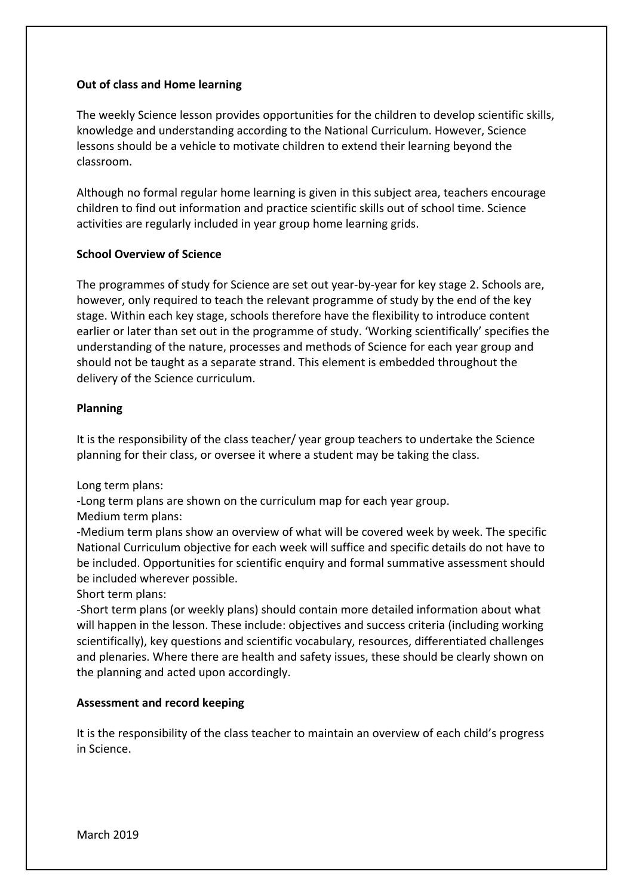**Out of class and Home learning**

The weekly Science lesson provides opportunities for the children to develop scientific skills, knowledge and understanding according to the National Curriculum. However, Science lessons should be a vehicle to motivate children to extend their learning beyond the classroom.

Although no formal regular home learning is given in this subject area, teachers encourage children to find out information and practice scientific skills out of school time. Science activities are regularly included in year group home learning grids.

**School Overview of Science**

The programmes of study for Science are set out year-by-year for key stage 2. Schools are, however, only required to teach the relevant programme of study by the end of the key stage. Within each key stage, schools therefore have the flexibility to introduce content earlier or later than set out in the programme of study. 'Working scientifically' specifies the understanding of the nature, processes and methods of Science for each year group and should not be taught as a separate strand. This element is embedded throughout the delivery of the Science curriculum.

**Planning**

It is the responsibility of the class teacher/ year group teachers to undertake the Science planning for their class, or oversee it where a student may be taking the class.

Long term plans:
-Long term plans are shown on the curriculum map for each year group.
Medium term plans:
-Medium term plans show an overview of what will be covered week by week. The specific National Curriculum objective for each week will suffice and specific details do not have to be included. Opportunities for scientific enquiry and formal summative assessment should be included wherever possible.
Short term plans:
-Short term plans (or weekly plans) should contain more detailed information about what will happen in the lesson. These include: objectives and success criteria (including working scientifically), key questions and scientific vocabulary, resources, differentiated challenges and plenaries. Where there are health and safety issues, these should be clearly shown on the planning and acted upon accordingly.

**Assessment and record keeping**

It is the responsibility of the class teacher to maintain an overview of each child's progress in Science.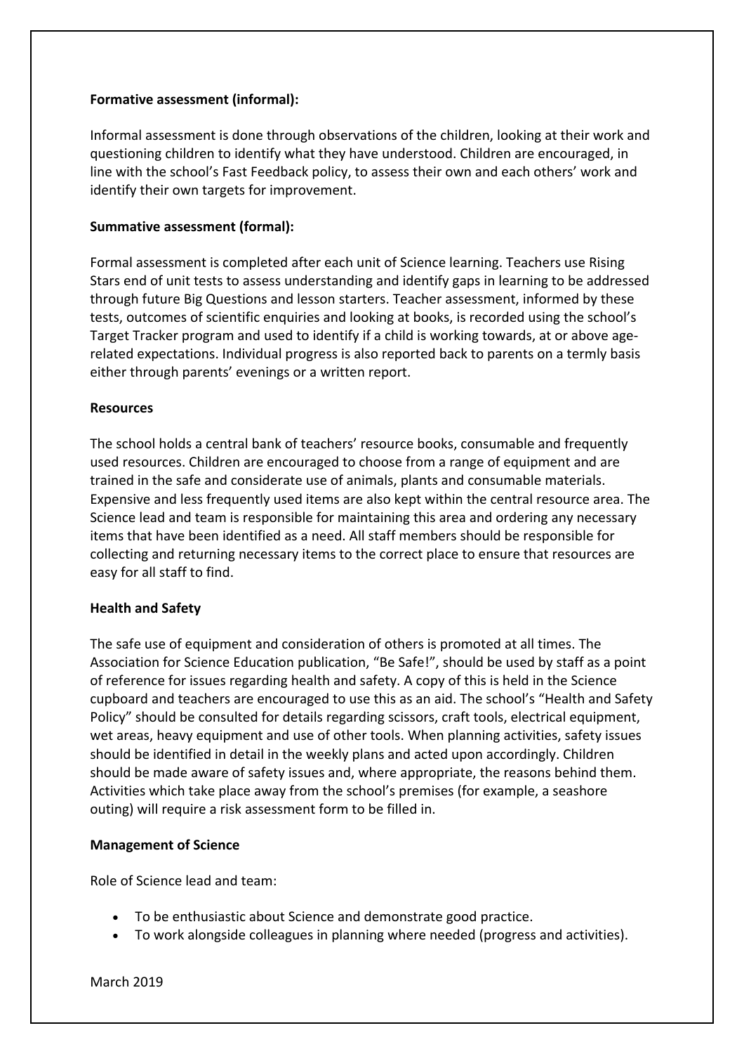**Formative assessment (informal):**

Informal assessment is done through observations of the children, looking at their work and questioning children to identify what they have understood. Children are encouraged, in line with the school's Fast Feedback policy, to assess their own and each others' work and identify their own targets for improvement.

**Summative assessment (formal):**

Formal assessment is completed after each unit of Science learning. Teachers use Rising Stars end of unit tests to assess understanding and identify gaps in learning to be addressed through future Big Questions and lesson starters. Teacher assessment, informed by these tests, outcomes of scientific enquiries and looking at books, is recorded using the school's Target Tracker program and used to identify if a child is working towards, at or above age-related expectations. Individual progress is also reported back to parents on a termly basis either through parents' evenings or a written report.

**Resources**

The school holds a central bank of teachers' resource books, consumable and frequently used resources. Children are encouraged to choose from a range of equipment and are trained in the safe and considerate use of animals, plants and consumable materials. Expensive and less frequently used items are also kept within the central resource area. The Science lead and team is responsible for maintaining this area and ordering any necessary items that have been identified as a need. All staff members should be responsible for collecting and returning necessary items to the correct place to ensure that resources are easy for all staff to find.

**Health and Safety**

The safe use of equipment and consideration of others is promoted at all times. The Association for Science Education publication, "Be Safe!", should be used by staff as a point of reference for issues regarding health and safety. A copy of this is held in the Science cupboard and teachers are encouraged to use this as an aid. The school's "Health and Safety Policy" should be consulted for details regarding scissors, craft tools, electrical equipment, wet areas, heavy equipment and use of other tools. When planning activities, safety issues should be identified in detail in the weekly plans and acted upon accordingly. Children should be made aware of safety issues and, where appropriate, the reasons behind them. Activities which take place away from the school's premises (for example, a seashore outing) will require a risk assessment form to be filled in.

**Management of Science**

Role of Science lead and team:

- To be enthusiastic about Science and demonstrate good practice.
- To work alongside colleagues in planning where needed (progress and activities).

March 2019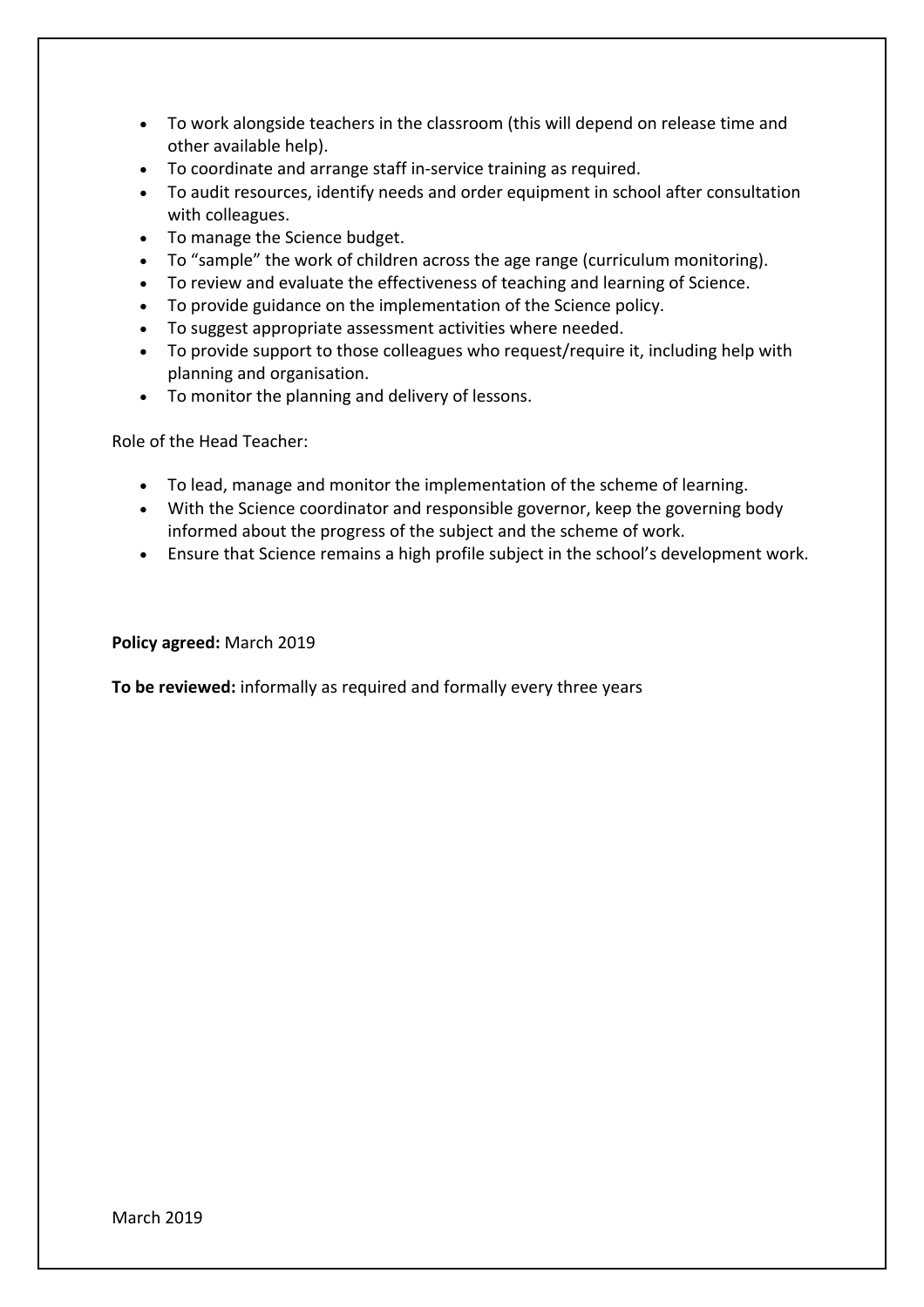- To work alongside teachers in the classroom (this will depend on release time and other available help).
- To coordinate and arrange staff in-service training as required.
- To audit resources, identify needs and order equipment in school after consultation with colleagues.
- To manage the Science budget.
- To "sample" the work of children across the age range (curriculum monitoring).
- To review and evaluate the effectiveness of teaching and learning of Science.
- To provide guidance on the implementation of the Science policy.
- To suggest appropriate assessment activities where needed.
- To provide support to those colleagues who request/require it, including help with planning and organisation.
- To monitor the planning and delivery of lessons.

Role of the Head Teacher:

- To lead, manage and monitor the implementation of the scheme of learning.
- With the Science coordinator and responsible governor, keep the governing body informed about the progress of the subject and the scheme of work.
- Ensure that Science remains a high profile subject in the school's development work.

**Policy agreed:** March 2019

**To be reviewed:** informally as required and formally every three years